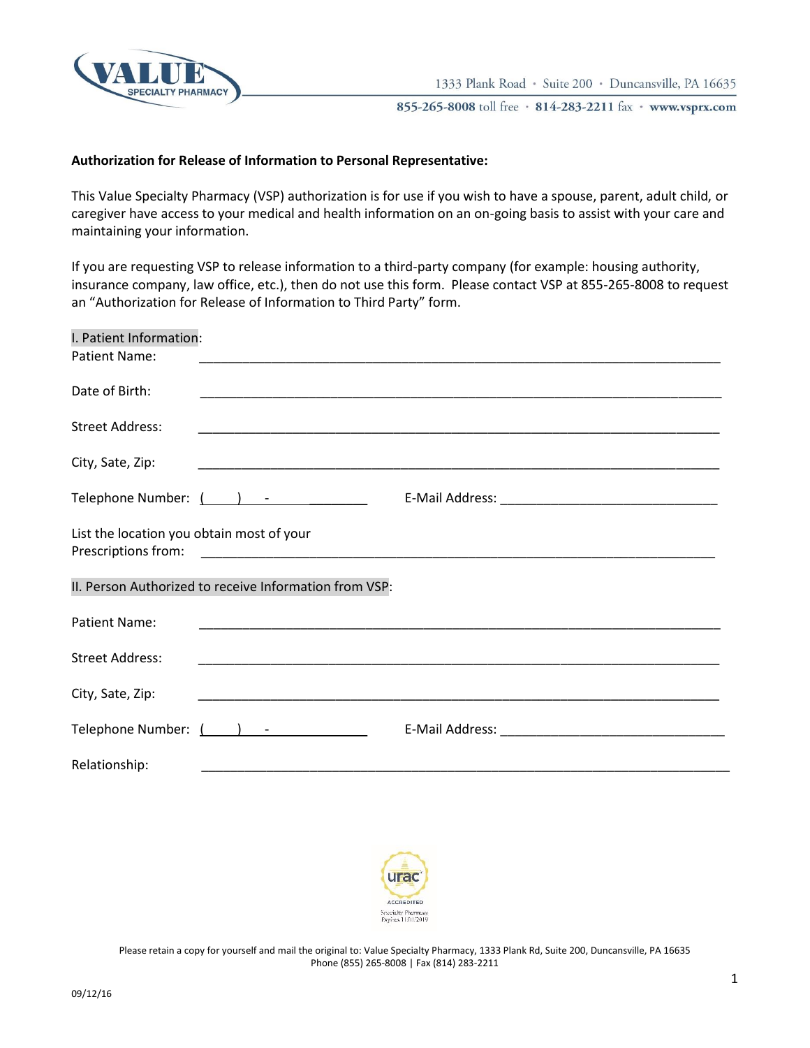VALUE SPECIALTY PHARMACY

1333 Plank Road · Suite 200 · Duncansville, PA 16635

855-265-8008 toll free · 814-283-2211 fax · www.vsprx.com

**Authorization for Release of Information to Personal Representative:**

This Value Specialty Pharmacy (VSP) authorization is for use if you wish to have a spouse, parent, adult child, or caregiver have access to your medical and health information on an on-going basis to assist with your care and maintaining your information.

If you are requesting VSP to release information to a third-party company (for example: housing authority, insurance company, law office, etc.), then do not use this form. Please contact VSP at 855-265-8008 to request an "Authorization for Release of Information to Third Party" form.

I. Patient Information:

Patient Name: ___________________________________________________________________________

Date of Birth: ___________________________________________________________________________

Street Address: ___________________________________________________________________________

City, Sate, Zip: ___________________________________________________________________________

Telephone Number: (     )     -     ________ E-Mail Address: ______________________________

List the location you obtain most of your Prescriptions from: ___________________________________________________________________________

II. Person Authorized to receive Information from VSP:

Patient Name: ___________________________________________________________________________

Street Address: ___________________________________________________________________________

City, Sate, Zip: ___________________________________________________________________________

Telephone Number: (     )     -     ______________ E-Mail Address: _______________________________

Relationship: ___________________________________________________________________________

urac ACCREDITED Specialty Pharmacy Expires 11/01/2019

Please retain a copy for yourself and mail the original to: Value Specialty Pharmacy, 1333 Plank Rd, Suite 200, Duncansville, PA 16635
Phone (855) 265-8008 | Fax (814) 283-2211

09/12/16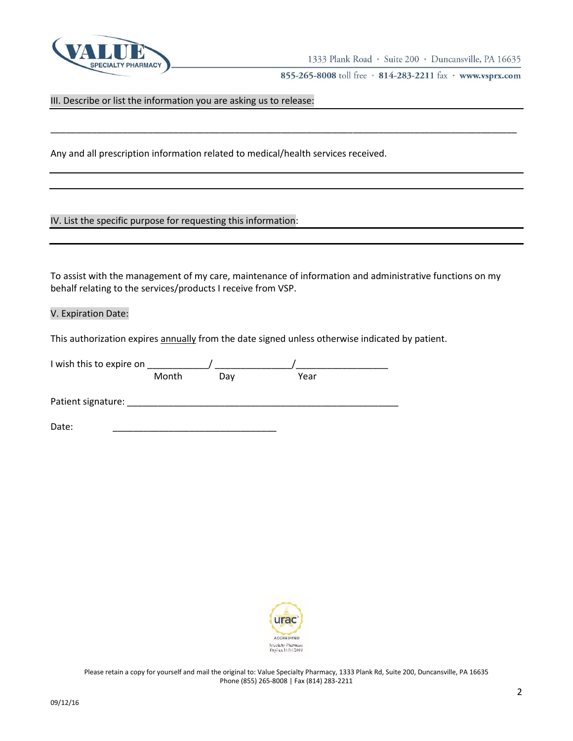### III. Describe or list the information you are asking us to release:

____________________________________________________________________________________________

Any and all prescription information related to medical/health services received.

### IV. List the specific purpose for requesting this information:

To assist with the management of my care, maintenance of information and administrative functions on my behalf relating to the services/products I receive from VSP.

### V. Expiration Date:

This authorization expires annually from the date signed unless otherwise indicated by patient.

I wish this to expire on ___________/ ______________/_________________
Month Day Year

Patient signature: ____________________________________________________

Date: ________________________________

Please retain a copy for yourself and mail the original to: Value Specialty Pharmacy, 1333 Plank Rd, Suite 200, Duncansville, PA 16635
Phone (855) 265-8008 | Fax (814) 283-2211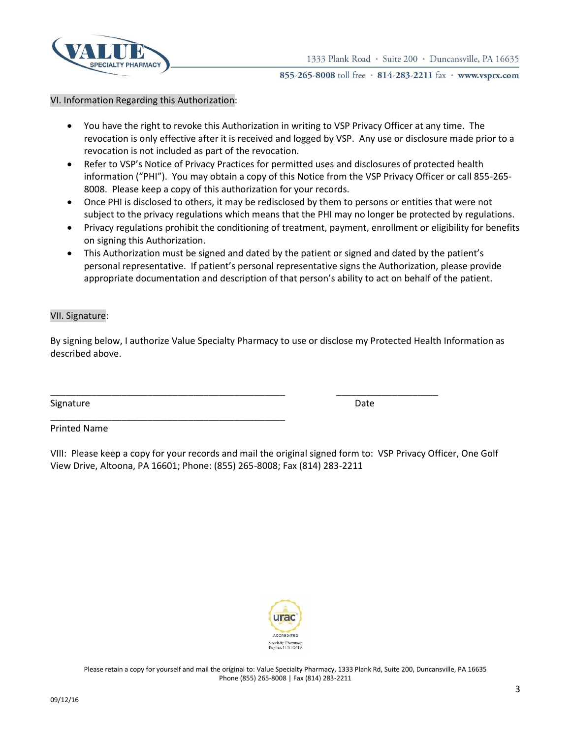## VI. Information Regarding this Authorization:

- You have the right to revoke this Authorization in writing to VSP Privacy Officer at any time. The revocation is only effective after it is received and logged by VSP. Any use or disclosure made prior to a revocation is not included as part of the revocation.
- Refer to VSP's Notice of Privacy Practices for permitted uses and disclosures of protected health information ("PHI"). You may obtain a copy of this Notice from the VSP Privacy Officer or call 855-265-8008. Please keep a copy of this authorization for your records.
- Once PHI is disclosed to others, it may be redisclosed by them to persons or entities that were not subject to the privacy regulations which means that the PHI may no longer be protected by regulations.
- Privacy regulations prohibit the conditioning of treatment, payment, enrollment or eligibility for benefits on signing this Authorization.
- This Authorization must be signed and dated by the patient or signed and dated by the patient's personal representative. If patient's personal representative signs the Authorization, please provide appropriate documentation and description of that person's ability to act on behalf of the patient.

## VII. Signature:

By signing below, I authorize Value Specialty Pharmacy to use or disclose my Protected Health Information as described above.

_______________________________________________ ____________________

Signature Date

_______________________________________________

Printed Name

VIII: Please keep a copy for your records and mail the original signed form to: VSP Privacy Officer, One Golf View Drive, Altoona, PA 16601; Phone: (855) 265-8008; Fax (814) 283-2211

Please retain a copy for yourself and mail the original to: Value Specialty Pharmacy, 1333 Plank Rd, Suite 200, Duncansville, PA 16635
Phone (855) 265-8008 | Fax (814) 283-2211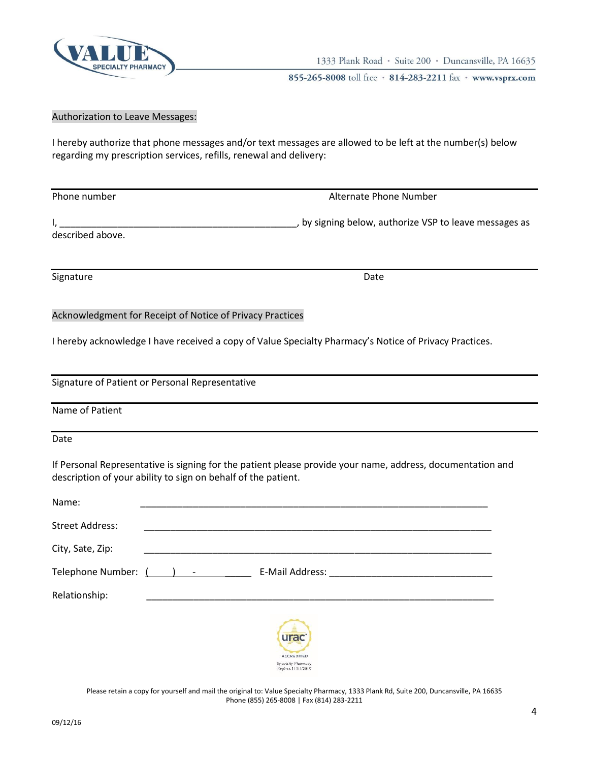1333 Plank Road · Suite 200 · Duncansville, PA 16635

855-265-8008 toll free · 814-283-2211 fax · www.vsprx.com

## Authorization to Leave Messages:

I hereby authorize that phone messages and/or text messages are allowed to be left at the number(s) below regarding my prescription services, refills, renewal and delivery:

Phone number ____________________ Alternate Phone Number ____________________

I, _______________________________________________, by signing below, authorize VSP to leave messages as described above.

Signature ____________________ Date ____________________

## Acknowledgment for Receipt of Notice of Privacy Practices

I hereby acknowledge I have received a copy of Value Specialty Pharmacy's Notice of Privacy Practices.

Signature of Patient or Personal Representative ____________________

Name of Patient ____________________

Date ____________________

If Personal Representative is signing for the patient please provide your name, address, documentation and description of your ability to sign on behalf of the patient.

Name: ____________________________________________________________________

Street Address: ____________________________________________________________________

City, Sate, Zip: ____________________________________________________________________

Telephone Number: (____) ____-________ E-Mail Address: _______________________________

Relationship: ____________________________________________________________________

URAC ACCREDITED Specialty Pharmacy Expires 11/01/2019

Please retain a copy for yourself and mail the original to: Value Specialty Pharmacy, 1333 Plank Rd, Suite 200, Duncansville, PA 16635
Phone (855) 265-8008 | Fax (814) 283-2211

09/12/16